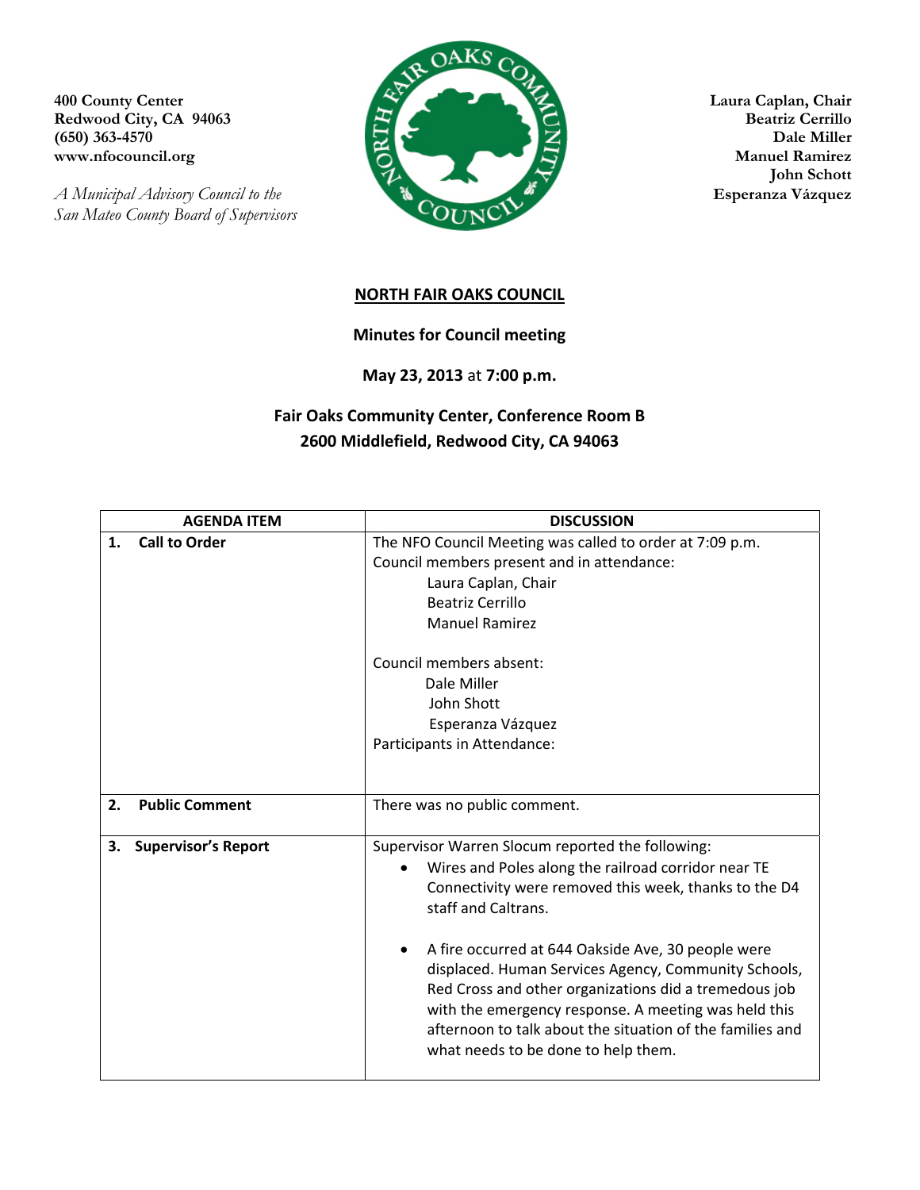400 County Center
Redwood City, CA 94063
(650) 363-4570
www.nfocouncil.org

*A Municipal Advisory Council to the San Mateo County Board of Supervisors*

**Laura Caplan, Chair**
**Beatriz Cerrillo**
**Dale Miller**
**Manuel Ramirez**
**John Schott**
**Esperanza Vázquez**

## NORTH FAIR OAKS COUNCIL

**Minutes for Council meeting**

**May 23, 2013** at **7:00 p.m.**

**Fair Oaks Community Center, Conference Room B**
**2600 Middlefield, Redwood City, CA 94063**

| AGENDA ITEM | DISCUSSION |
|---|---|
| **1. Call to Order** | The NFO Council Meeting was called to order at 7:09 p.m.<br>Council members present and in attendance:<br>Laura Caplan, Chair<br>Beatriz Cerrillo<br>Manuel Ramirez<br><br>Council members absent:<br>Dale Miller<br>John Shott<br>Esperanza Vázquez<br>Participants in Attendance: |
| **2. Public Comment** | There was no public comment. |
| **3. Supervisor's Report** | Supervisor Warren Slocum reported the following:<br>• Wires and Poles along the railroad corridor near TE Connectivity were removed this week, thanks to the D4 staff and Caltrans.<br>• A fire occurred at 644 Oakside Ave, 30 people were displaced. Human Services Agency, Community Schools, Red Cross and other organizations did a tremedous job with the emergency response. A meeting was held this afternoon to talk about the situation of the families and what needs to be done to help them. |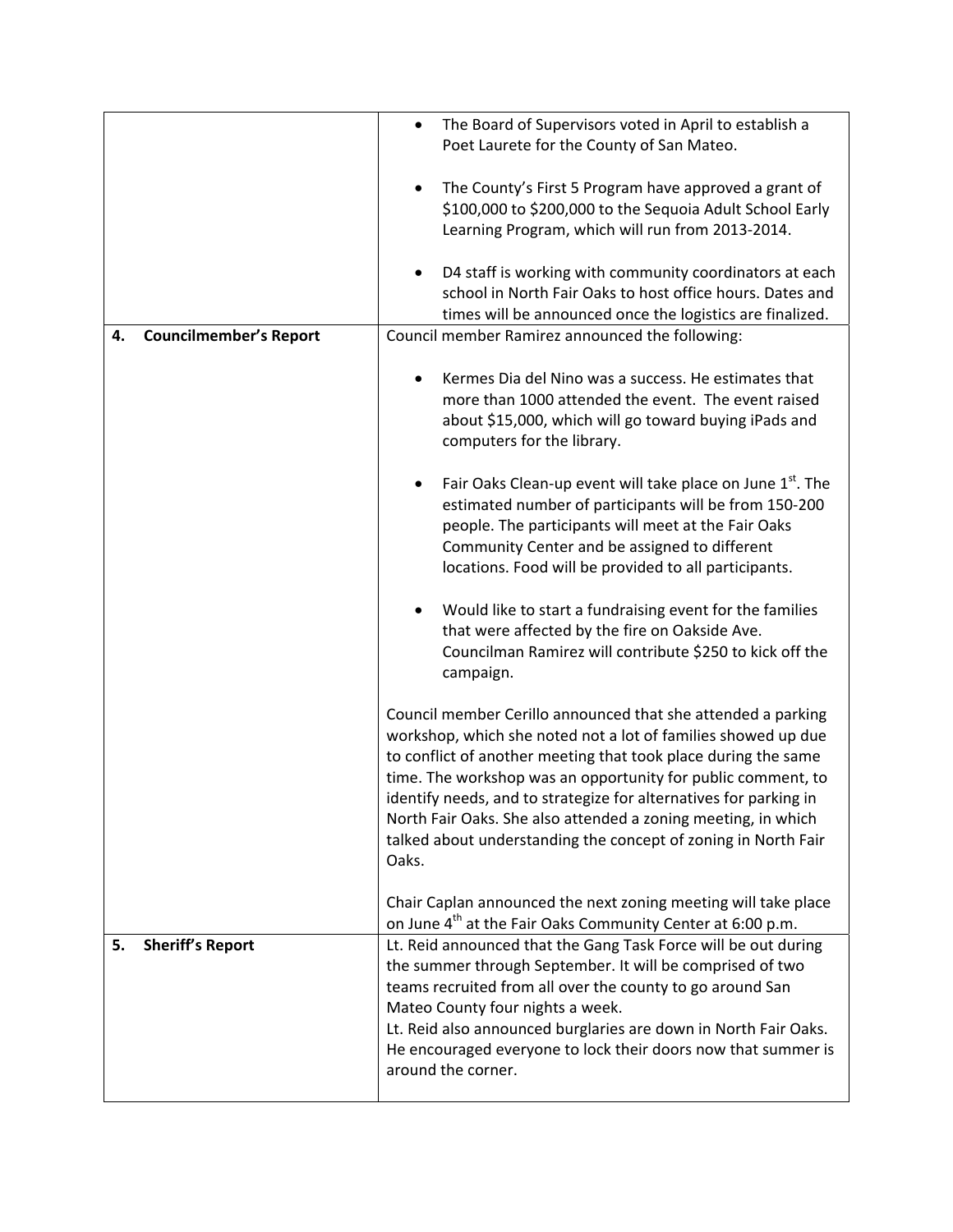| | |
|---|---|
| | • The Board of Supervisors voted in April to establish a Poet Laurete for the County of San Mateo.<br><br>• The County's First 5 Program have approved a grant of \$100,000 to \$200,000 to the Sequoia Adult School Early Learning Program, which will run from 2013-2014.<br><br>• D4 staff is working with community coordinators at each school in North Fair Oaks to host office hours. Dates and times will be announced once the logistics are finalized. |
| **4. Councilmember's Report** | Council member Ramirez announced the following:<br><br>• Kermes Dia del Nino was a success. He estimates that more than 1000 attended the event. The event raised about \$15,000, which will go toward buying iPads and computers for the library.<br><br>• Fair Oaks Clean-up event will take place on June 1st. The estimated number of participants will be from 150-200 people. The participants will meet at the Fair Oaks Community Center and be assigned to different locations. Food will be provided to all participants.<br><br>• Would like to start a fundraising event for the families that were affected by the fire on Oakside Ave. Councilman Ramirez will contribute \$250 to kick off the campaign.<br><br>Council member Cerillo announced that she attended a parking workshop, which she noted not a lot of families showed up due to conflict of another meeting that took place during the same time. The workshop was an opportunity for public comment, to identify needs, and to strategize for alternatives for parking in North Fair Oaks. She also attended a zoning meeting, in which talked about understanding the concept of zoning in North Fair Oaks.<br><br>Chair Caplan announced the next zoning meeting will take place on June 4th at the Fair Oaks Community Center at 6:00 p.m. |
| **5. Sheriff's Report** | Lt. Reid announced that the Gang Task Force will be out during the summer through September. It will be comprised of two teams recruited from all over the county to go around San Mateo County four nights a week.<br>Lt. Reid also announced burglaries are down in North Fair Oaks. He encouraged everyone to lock their doors now that summer is around the corner. |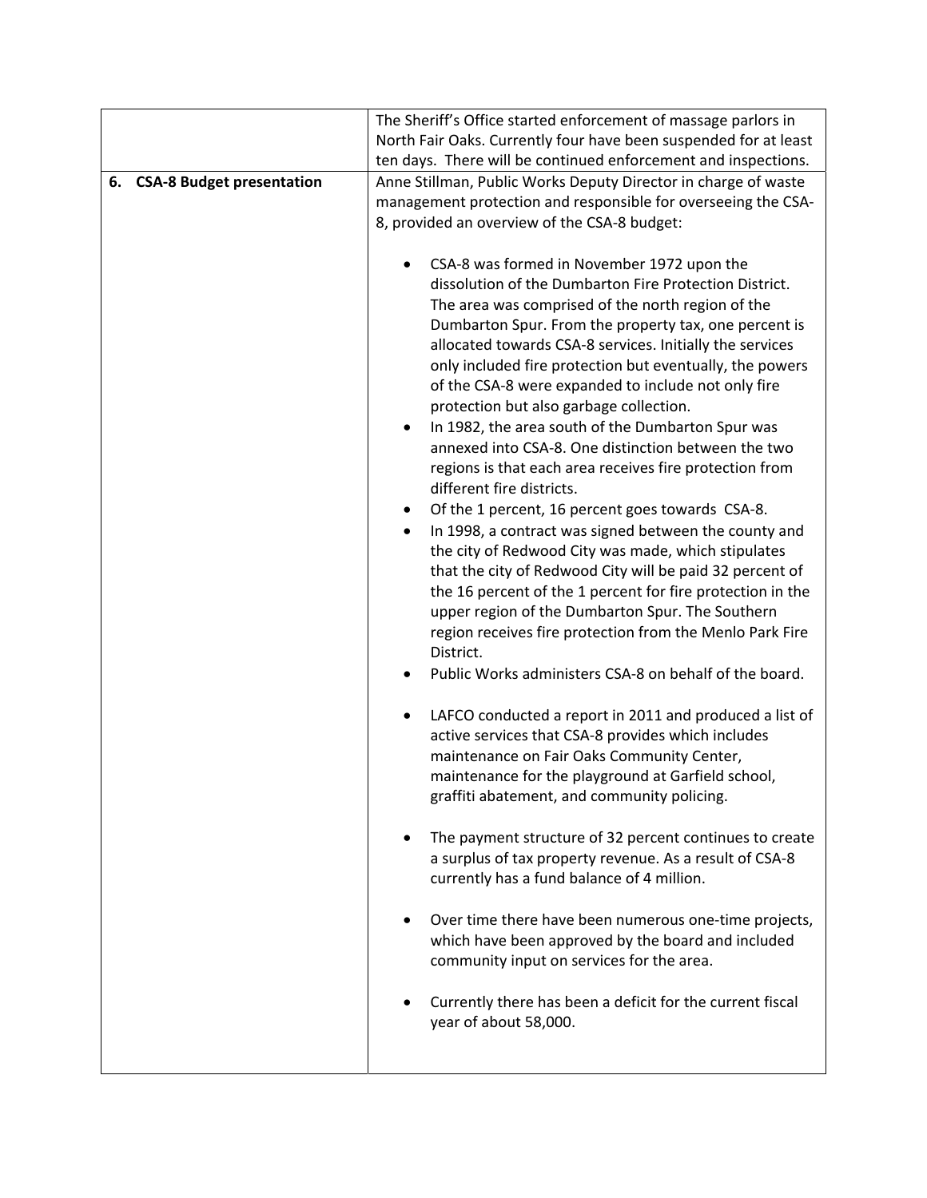| | |
|---|---|
| | The Sheriff's Office started enforcement of massage parlors in North Fair Oaks. Currently four have been suspended for at least ten days. There will be continued enforcement and inspections. |
| **6. CSA-8 Budget presentation** | Anne Stillman, Public Works Deputy Director in charge of waste management protection and responsible for overseeing the CSA-8, provided an overview of the CSA-8 budget:<br><br>• CSA-8 was formed in November 1972 upon the dissolution of the Dumbarton Fire Protection District. The area was comprised of the north region of the Dumbarton Spur. From the property tax, one percent is allocated towards CSA-8 services. Initially the services only included fire protection but eventually, the powers of the CSA-8 were expanded to include not only fire protection but also garbage collection.<br>• In 1982, the area south of the Dumbarton Spur was annexed into CSA-8. One distinction between the two regions is that each area receives fire protection from different fire districts.<br>• Of the 1 percent, 16 percent goes towards CSA-8.<br>• In 1998, a contract was signed between the county and the city of Redwood City was made, which stipulates that the city of Redwood City will be paid 32 percent of the 16 percent of the 1 percent for fire protection in the upper region of the Dumbarton Spur. The Southern region receives fire protection from the Menlo Park Fire District.<br>• Public Works administers CSA-8 on behalf of the board.<br><br>• LAFCO conducted a report in 2011 and produced a list of active services that CSA-8 provides which includes maintenance on Fair Oaks Community Center, maintenance for the playground at Garfield school, graffiti abatement, and community policing.<br><br>• The payment structure of 32 percent continues to create a surplus of tax property revenue. As a result of CSA-8 currently has a fund balance of 4 million.<br><br>• Over time there have been numerous one-time projects, which have been approved by the board and included community input on services for the area.<br><br>• Currently there has been a deficit for the current fiscal year of about 58,000. |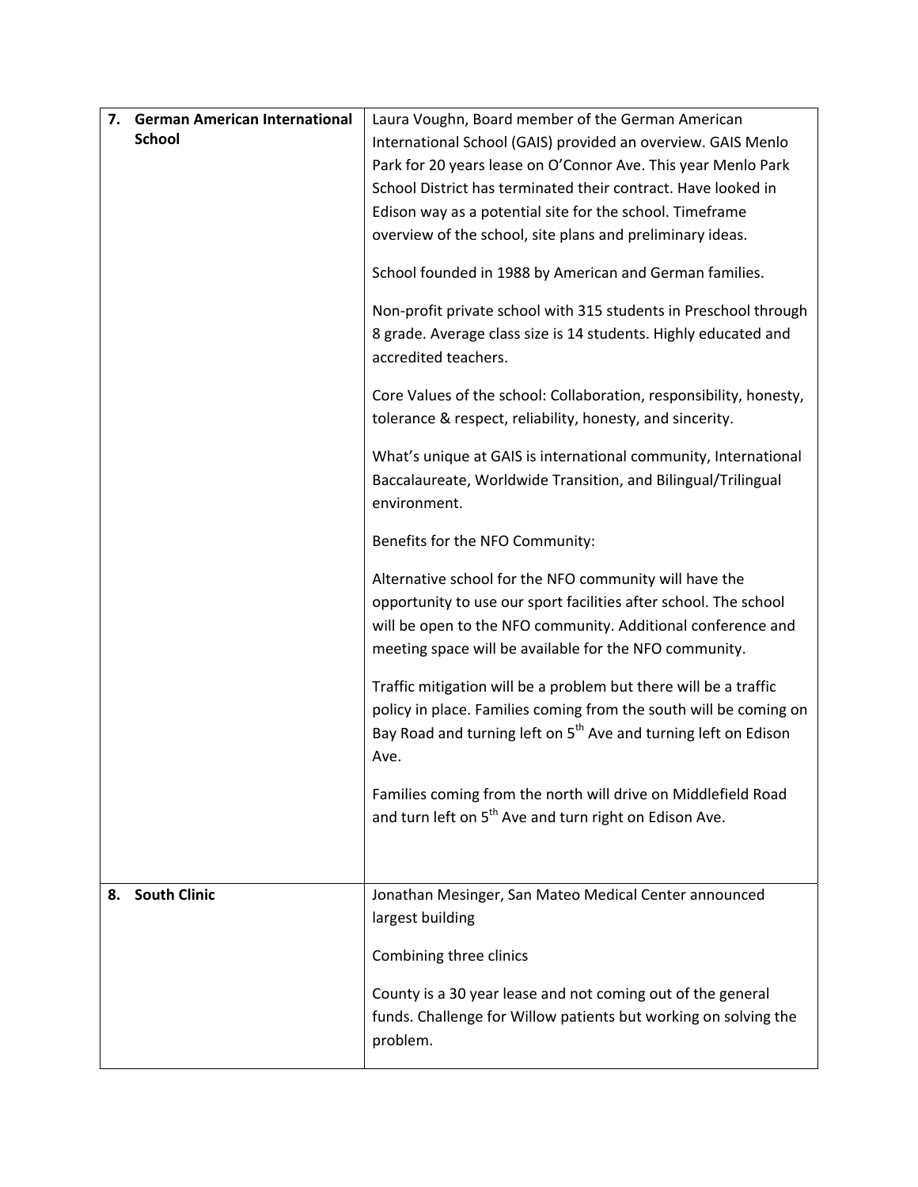| | |
|---|---|
| **7. German American International School** | Laura Voughn, Board member of the German American International School (GAIS) provided an overview. GAIS Menlo Park for 20 years lease on O'Connor Ave. This year Menlo Park School District has terminated their contract. Have looked in Edison way as a potential site for the school. Timeframe overview of the school, site plans and preliminary ideas.<br><br>School founded in 1988 by American and German families.<br><br>Non-profit private school with 315 students in Preschool through 8 grade. Average class size is 14 students. Highly educated and accredited teachers.<br><br>Core Values of the school: Collaboration, responsibility, honesty, tolerance & respect, reliability, honesty, and sincerity.<br><br>What's unique at GAIS is international community, International Baccalaureate, Worldwide Transition, and Bilingual/Trilingual environment.<br><br>Benefits for the NFO Community:<br><br>Alternative school for the NFO community will have the opportunity to use our sport facilities after school. The school will be open to the NFO community. Additional conference and meeting space will be available for the NFO community.<br><br>Traffic mitigation will be a problem but there will be a traffic policy in place. Families coming from the south will be coming on Bay Road and turning left on 5th Ave and turning left on Edison Ave.<br><br>Families coming from the north will drive on Middlefield Road and turn left on 5th Ave and turn right on Edison Ave. |
| **8. South Clinic** | Jonathan Mesinger, San Mateo Medical Center announced largest building<br><br>Combining three clinics<br><br>County is a 30 year lease and not coming out of the general funds. Challenge for Willow patients but working on solving the problem. |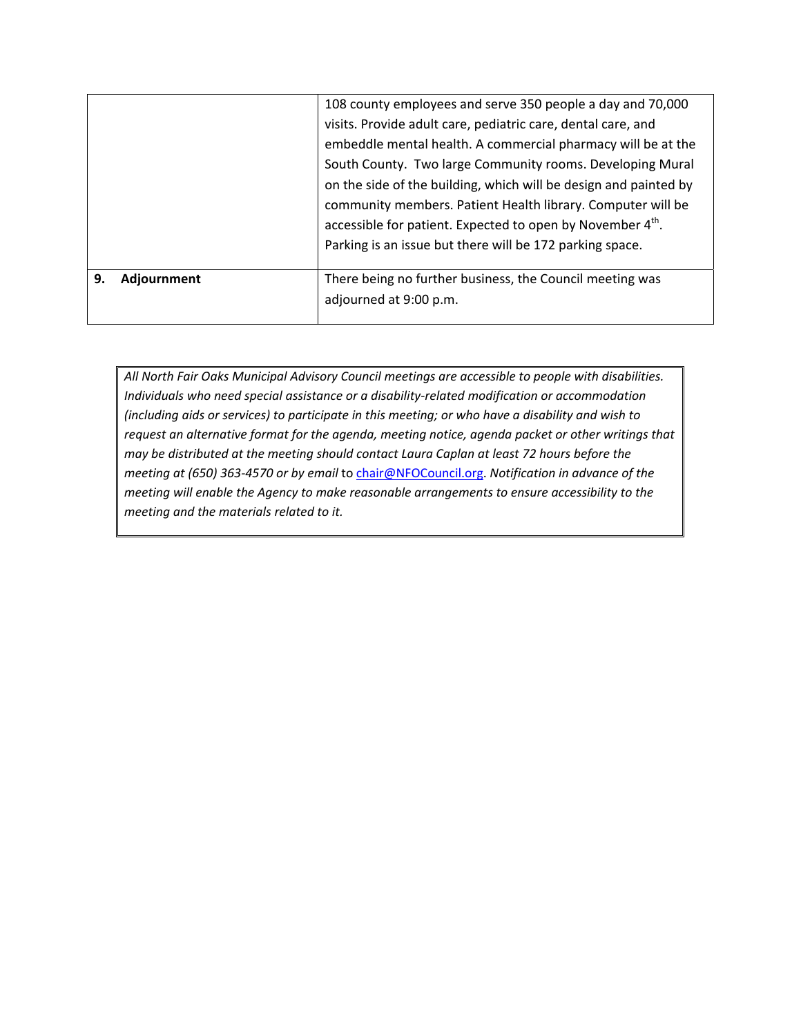| | |
|---|---|
| | 108 county employees and serve 350 people a day and 70,000 visits. Provide adult care, pediatric care, dental care, and embeddle mental health. A commercial pharmacy will be at the South County. Two large Community rooms. Developing Mural on the side of the building, which will be design and painted by community members. Patient Health library. Computer will be accessible for patient. Expected to open by November 4th. Parking is an issue but there will be 172 parking space. |
| **9. Adjournment** | There being no further business, the Council meeting was adjourned at 9:00 p.m. |

*All North Fair Oaks Municipal Advisory Council meetings are accessible to people with disabilities. Individuals who need special assistance or a disability-related modification or accommodation (including aids or services) to participate in this meeting; or who have a disability and wish to request an alternative format for the agenda, meeting notice, agenda packet or other writings that may be distributed at the meeting should contact Laura Caplan at least 72 hours before the meeting at (650) 363-4570 or by email* to chair@NFOCouncil.org. *Notification in advance of the meeting will enable the Agency to make reasonable arrangements to ensure accessibility to the meeting and the materials related to it.*